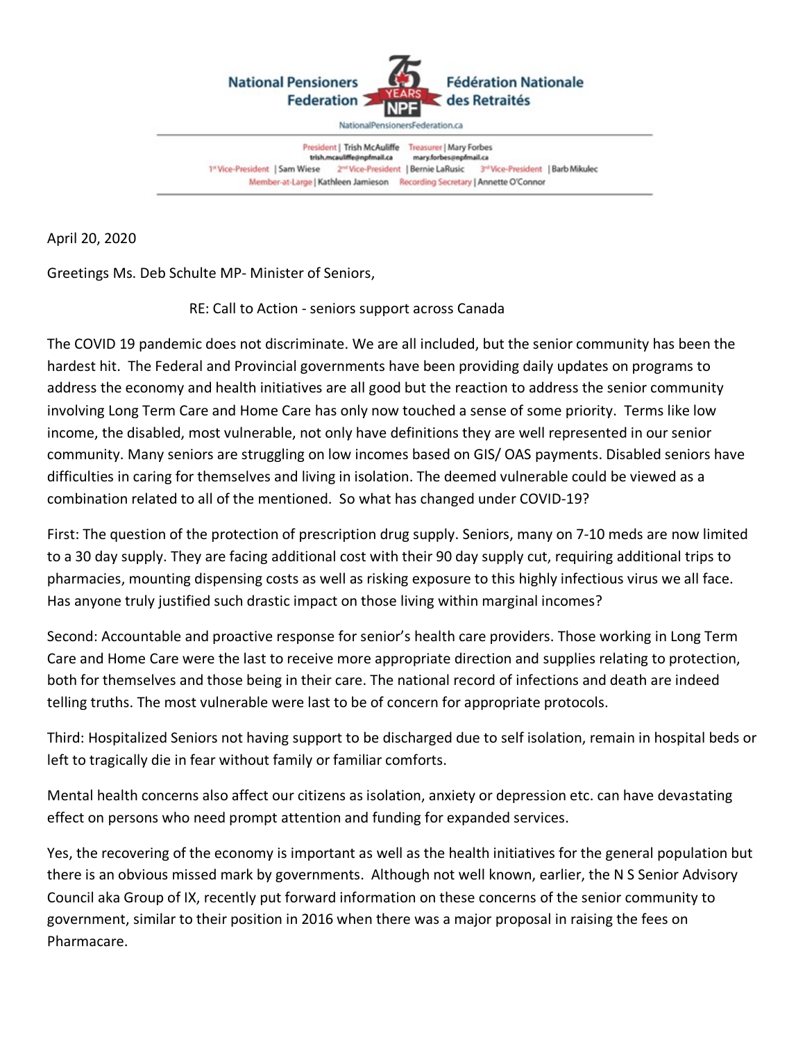National Pensioners Federation | Fédération Nationale des Retraités

75 YEARS NPF

NationalPensionersFederation.ca

President | Trish McAuliffe trish.mcauliffe@npfmail.ca  Treasurer | Mary Forbes mary.forbes@npfmail.ca
1st Vice-President | Sam Wiese  2nd Vice-President | Bernie LaRusic  3rd Vice-President | Barb Mikulec
Member-at-Large | Kathleen Jamieson  Recording Secretary | Annette O'Connor

April 20, 2020

Greetings Ms. Deb Schulte MP- Minister of Seniors,

RE: Call to Action - seniors support across Canada

The COVID 19 pandemic does not discriminate. We are all included, but the senior community has been the hardest hit. The Federal and Provincial governments have been providing daily updates on programs to address the economy and health initiatives are all good but the reaction to address the senior community involving Long Term Care and Home Care has only now touched a sense of some priority. Terms like low income, the disabled, most vulnerable, not only have definitions they are well represented in our senior community. Many seniors are struggling on low incomes based on GIS/ OAS payments. Disabled seniors have difficulties in caring for themselves and living in isolation. The deemed vulnerable could be viewed as a combination related to all of the mentioned. So what has changed under COVID-19?

First: The question of the protection of prescription drug supply. Seniors, many on 7-10 meds are now limited to a 30 day supply. They are facing additional cost with their 90 day supply cut, requiring additional trips to pharmacies, mounting dispensing costs as well as risking exposure to this highly infectious virus we all face. Has anyone truly justified such drastic impact on those living within marginal incomes?

Second: Accountable and proactive response for senior's health care providers. Those working in Long Term Care and Home Care were the last to receive more appropriate direction and supplies relating to protection, both for themselves and those being in their care. The national record of infections and death are indeed telling truths. The most vulnerable were last to be of concern for appropriate protocols.

Third: Hospitalized Seniors not having support to be discharged due to self isolation, remain in hospital beds or left to tragically die in fear without family or familiar comforts.

Mental health concerns also affect our citizens as isolation, anxiety or depression etc. can have devastating effect on persons who need prompt attention and funding for expanded services.

Yes, the recovering of the economy is important as well as the health initiatives for the general population but there is an obvious missed mark by governments. Although not well known, earlier, the N S Senior Advisory Council aka Group of IX, recently put forward information on these concerns of the senior community to government, similar to their position in 2016 when there was a major proposal in raising the fees on Pharmacare.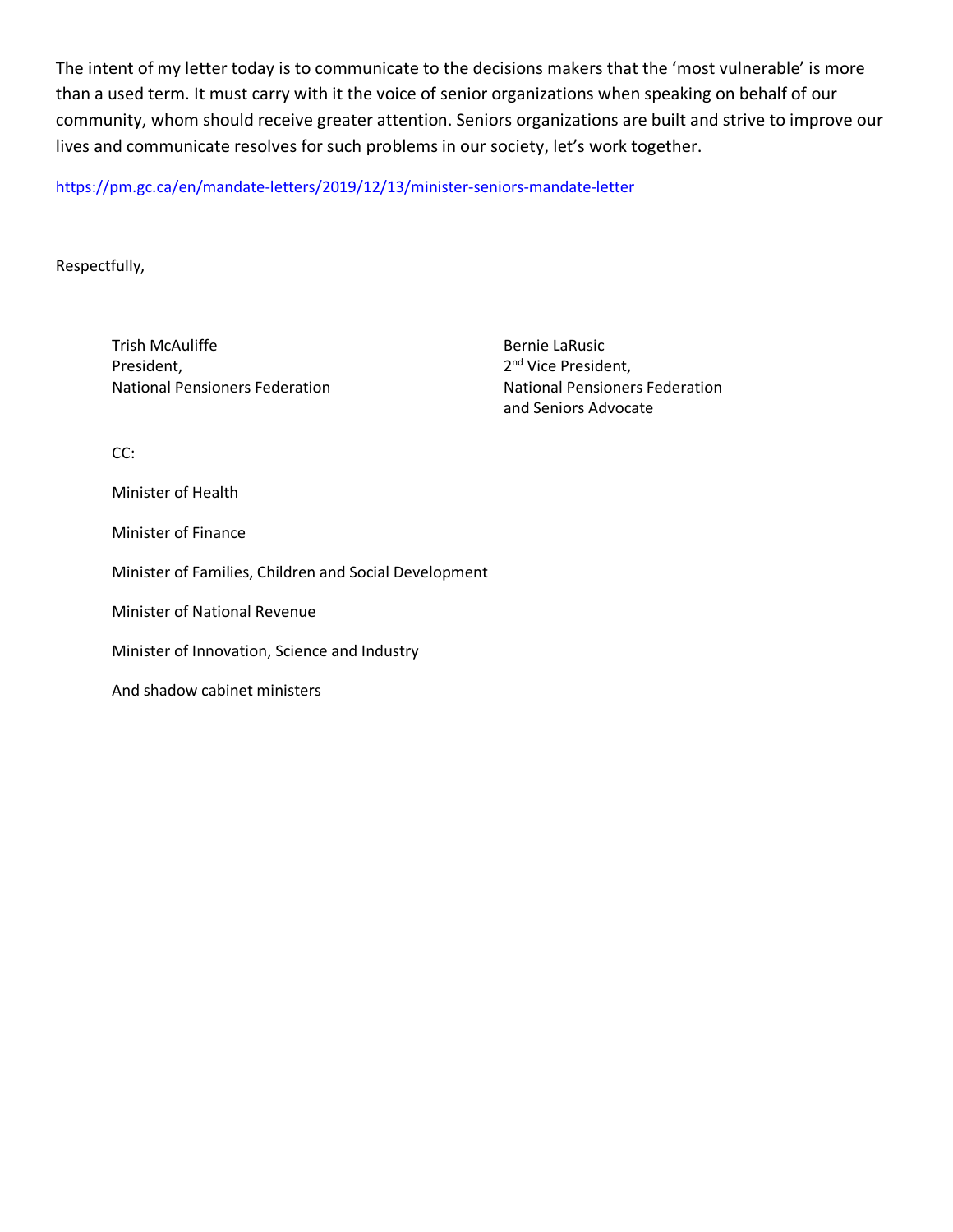The intent of my letter today is to communicate to the decisions makers that the 'most vulnerable' is more than a used term. It must carry with it the voice of senior organizations when speaking on behalf of our community, whom should receive greater attention. Seniors organizations are built and strive to improve our lives and communicate resolves for such problems in our society, let's work together.

https://pm.gc.ca/en/mandate-letters/2019/12/13/minister-seniors-mandate-letter

Respectfully,

Trish McAuliffe
President,
National Pensioners Federation

Bernie LaRusic
2nd Vice President,
National Pensioners Federation
and Seniors Advocate

CC:

Minister of Health

Minister of Finance

Minister of Families, Children and Social Development

Minister of National Revenue

Minister of Innovation, Science and Industry

And shadow cabinet ministers